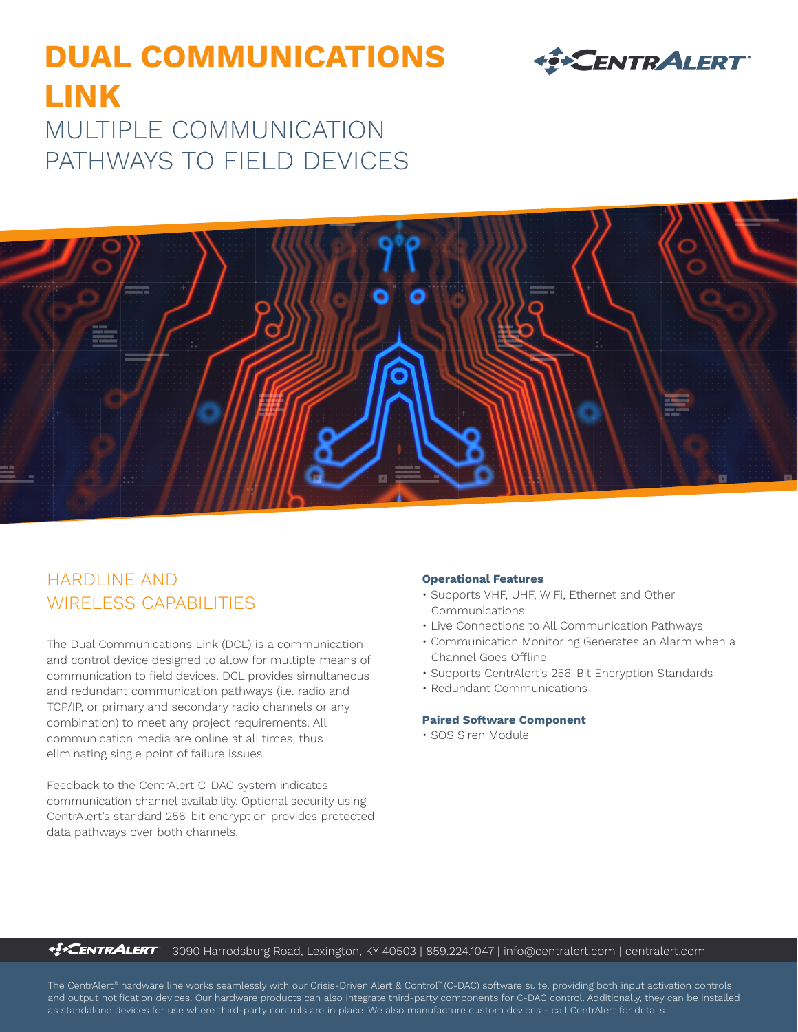# DUAL COMMUNICATIONS LINK

## MULTIPLE COMMUNICATION PATHWAYS TO FIELD DEVICES

## HARDLINE AND WIRELESS CAPABILITIES

The Dual Communications Link (DCL) is a communication and control device designed to allow for multiple means of communication to field devices. DCL provides simultaneous and redundant communication pathways (i.e. radio and TCP/IP, or primary and secondary radio channels or any combination) to meet any project requirements. All communication media are online at all times, thus eliminating single point of failure issues.

Feedback to the CentrAlert C-DAC system indicates communication channel availability. Optional security using CentrAlert's standard 256-bit encryption provides protected data pathways over both channels.

**Operational Features**

- Supports VHF, UHF, WiFi, Ethernet and Other Communications
- Live Connections to All Communication Pathways
- Communication Monitoring Generates an Alarm when a Channel Goes Offline
- Supports CentrAlert's 256-Bit Encryption Standards
- Redundant Communications

**Paired Software Component**

- SOS Siren Module

CENTRALERT 3090 Harrodsburg Road, Lexington, KY 40503 | 859.224.1047 | info@centralert.com | centralert.com

The CentrAlert® hardware line works seamlessly with our Crisis-Driven Alert & Control™ (C-DAC) software suite, providing both input activation controls and output notification devices. Our hardware products can also integrate third-party components for C-DAC control. Additionally, they can be installed as standalone devices for use where third-party controls are in place. We also manufacture custom devices - call CentrAlert for details.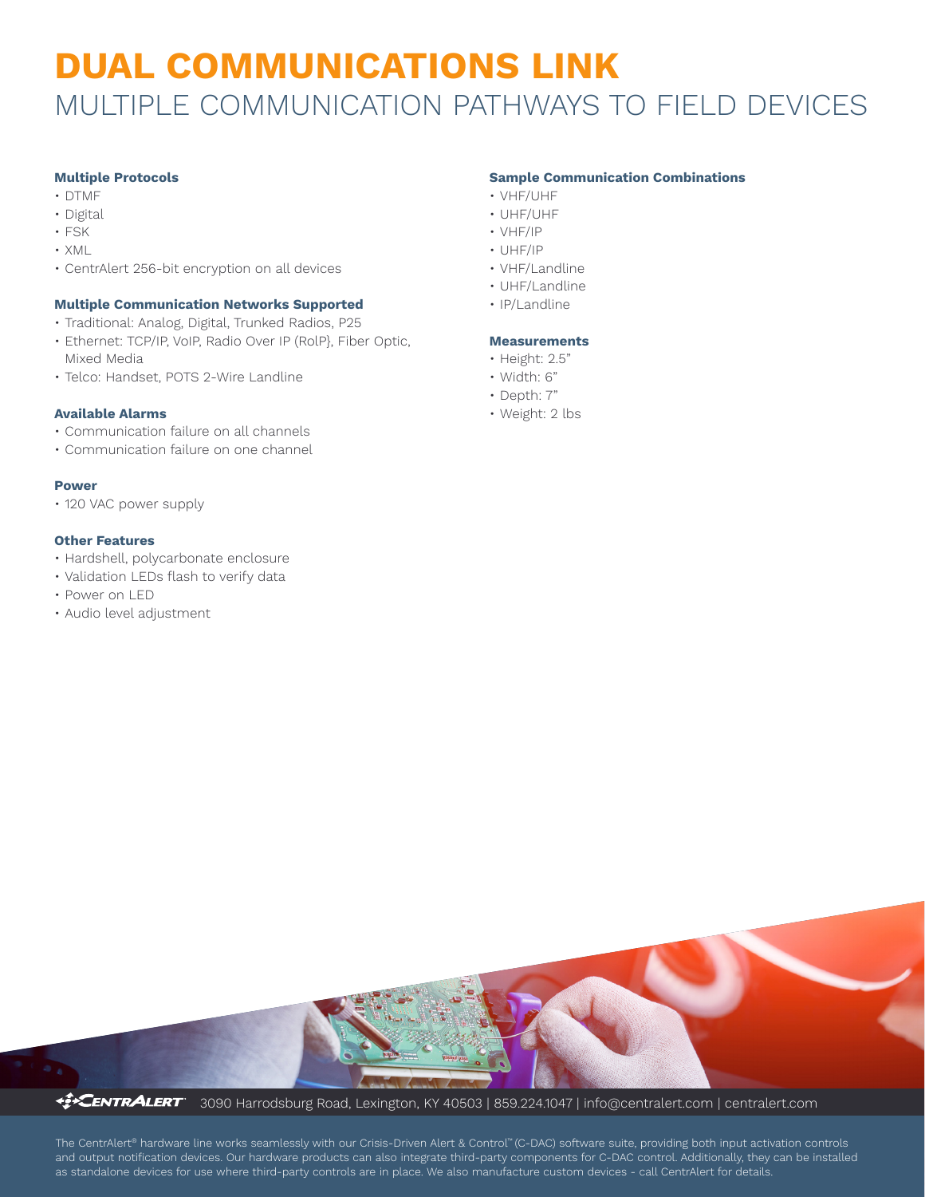# DUAL COMMUNICATIONS LINK

## MULTIPLE COMMUNICATION PATHWAYS TO FIELD DEVICES

**Multiple Protocols**

- DTMF
- Digital
- FSK
- XML
- CentrAlert 256-bit encryption on all devices

**Multiple Communication Networks Supported**

- Traditional: Analog, Digital, Trunked Radios, P25
- Ethernet: TCP/IP, VoIP, Radio Over IP (RoIP}, Fiber Optic, Mixed Media
- Telco: Handset, POTS 2-Wire Landline

**Available Alarms**

- Communication failure on all channels
- Communication failure on one channel

**Power**

- 120 VAC power supply

**Other Features**

- Hardshell, polycarbonate enclosure
- Validation LEDs flash to verify data
- Power on LED
- Audio level adjustment

**Sample Communication Combinations**

- VHF/UHF
- UHF/UHF
- VHF/IP
- UHF/IP
- VHF/Landline
- UHF/Landline
- IP/Landline

**Measurements**

- Height: 2.5"
- Width: 6"
- Depth: 7"
- Weight: 2 lbs

CENTRALERT 3090 Harrodsburg Road, Lexington, KY 40503 | 859.224.1047 | info@centralert.com | centralert.com

The CentrAlert® hardware line works seamlessly with our Crisis-Driven Alert & Control™ (C-DAC) software suite, providing both input activation controls and output notification devices. Our hardware products can also integrate third-party components for C-DAC control. Additionally, they can be installed as standalone devices for use where third-party controls are in place. We also manufacture custom devices - call CentrAlert for details.